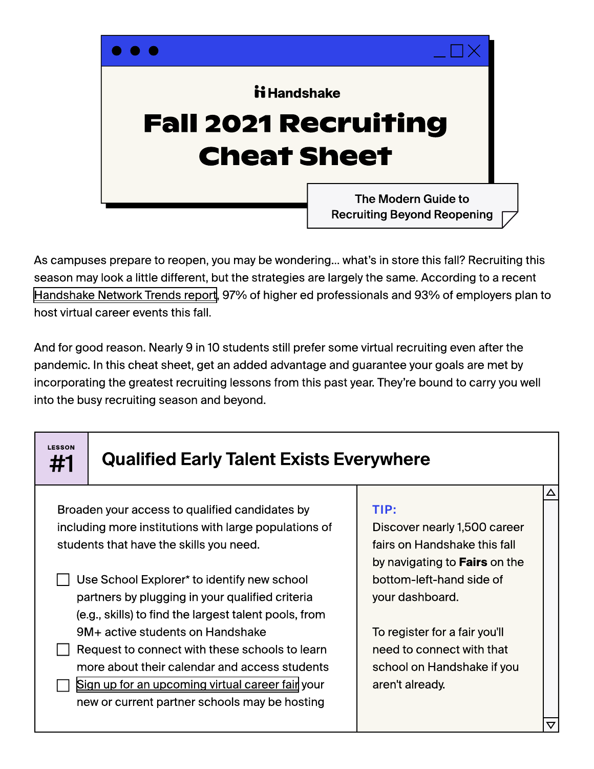Handshake

# Fall 2021 Recruiting Cheat Sheet

The Modern Guide to Recruiting Beyond Reopening

As campuses prepare to reopen, you may be wondering... what's in store this fall? Recruiting this season may look a little different, but the strategies are largely the same. According to a recent Handshake Network Trends report, 97% of higher ed professionals and 93% of employers plan to host virtual career events this fall.

And for good reason. Nearly 9 in 10 students still prefer some virtual recruiting even after the pandemic. In this cheat sheet, get an added advantage and guarantee your goals are met by incorporating the greatest recruiting lessons from this past year. They're bound to carry you well into the busy recruiting season and beyond.

## LESSON #1 Qualified Early Talent Exists Everywhere

Broaden your access to qualified candidates by including more institutions with large populations of students that have the skills you need.

- [ ] Use School Explorer* to identify new school partners by plugging in your qualified criteria (e.g., skills) to find the largest talent pools, from 9M+ active students on Handshake
- [ ] Request to connect with these schools to learn more about their calendar and access students
- [ ] Sign up for an upcoming virtual career fair your new or current partner schools may be hosting

**TIP:**
Discover nearly 1,500 career fairs on Handshake this fall by navigating to **Fairs** on the bottom-left-hand side of your dashboard.

To register for a fair you'll need to connect with that school on Handshake if you aren't already.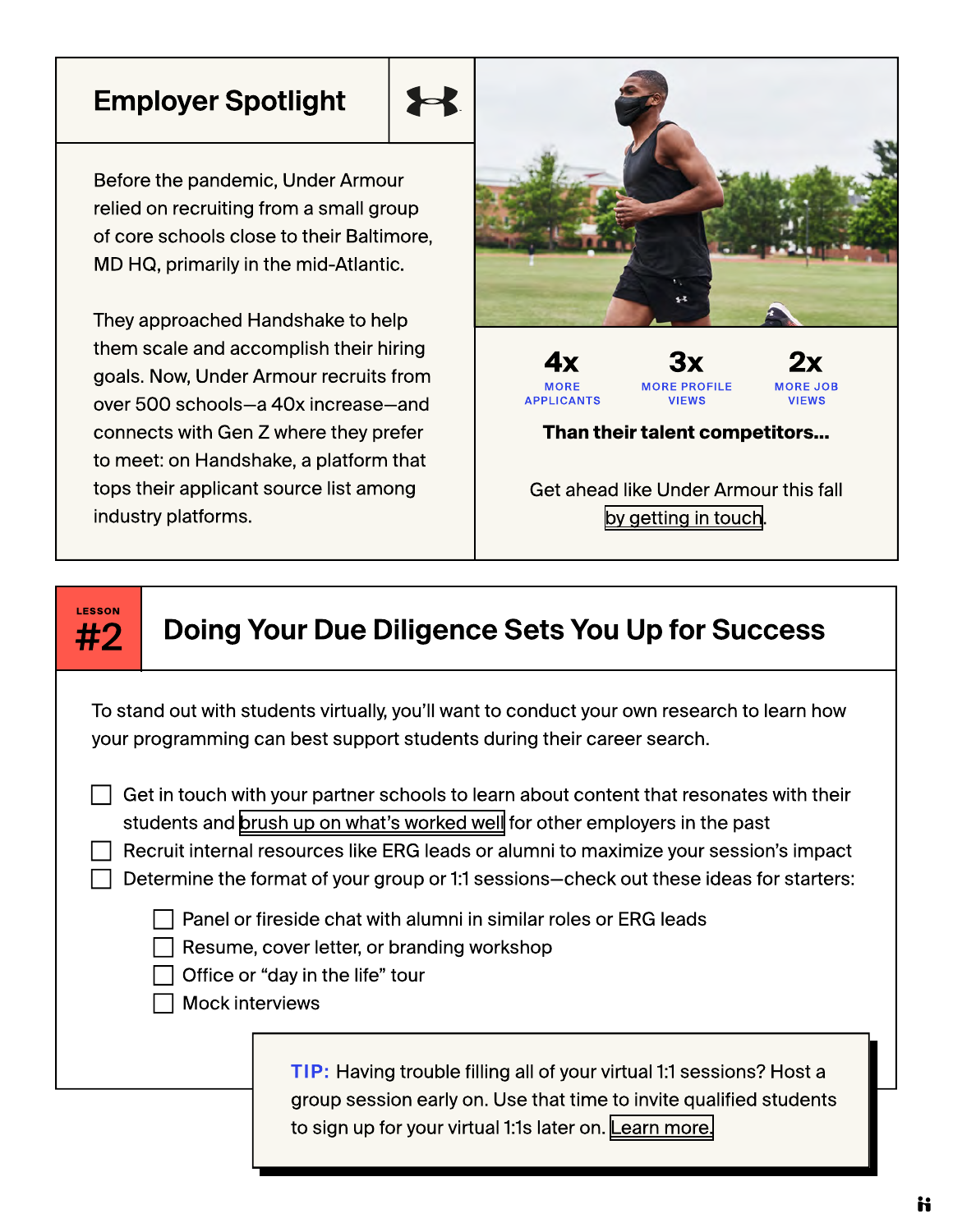## Employer Spotlight

Before the pandemic, Under Armour relied on recruiting from a small group of core schools close to their Baltimore, MD HQ, primarily in the mid-Atlantic.

They approached Handshake to help them scale and accomplish their hiring goals. Now, Under Armour recruits from over 500 schools—a 40x increase—and connects with Gen Z where they prefer to meet: on Handshake, a platform that tops their applicant source list among industry platforms.

**4x** MORE APPLICANTS

**3x** MORE PROFILE VIEWS

**2x** MORE JOB VIEWS

**Than their talent competitors...**

Get ahead like Under Armour this fall by getting in touch.

LESSON **#2**

## Doing Your Due Diligence Sets You Up for Success

To stand out with students virtually, you'll want to conduct your own research to learn how your programming can best support students during their career search.

- [ ] Get in touch with your partner schools to learn about content that resonates with their students and brush up on what's worked well for other employers in the past
- [ ] Recruit internal resources like ERG leads or alumni to maximize your session's impact
- [ ] Determine the format of your group or 1:1 sessions—check out these ideas for starters:
  - [ ] Panel or fireside chat with alumni in similar roles or ERG leads
  - [ ] Resume, cover letter, or branding workshop
  - [ ] Office or "day in the life" tour
  - [ ] Mock interviews

**TIP:** Having trouble filling all of your virtual 1:1 sessions? Host a group session early on. Use that time to invite qualified students to sign up for your virtual 1:1s later on. Learn more.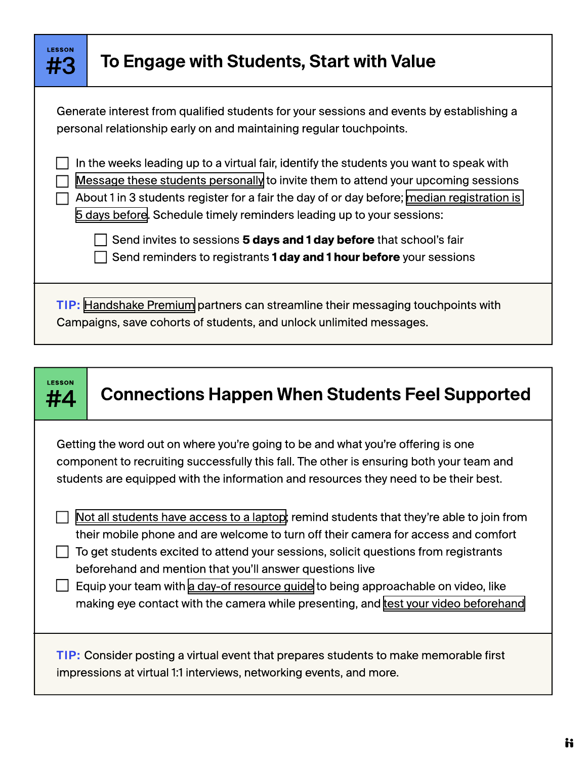## LESSON #3

## To Engage with Students, Start with Value

Generate interest from qualified students for your sessions and events by establishing a personal relationship early on and maintaining regular touchpoints.

- [ ] In the weeks leading up to a virtual fair, identify the students you want to speak with
- [ ] Message these students personally to invite them to attend your upcoming sessions
- [ ] About 1 in 3 students register for a fair the day of or day before; median registration is 5 days before. Schedule timely reminders leading up to your sessions:
  - [ ] Send invites to sessions **5 days and 1 day before** that school's fair
  - [ ] Send reminders to registrants **1 day and 1 hour before** your sessions

**TIP:** Handshake Premium partners can streamline their messaging touchpoints with Campaigns, save cohorts of students, and unlock unlimited messages.

## LESSON #4

## Connections Happen When Students Feel Supported

Getting the word out on where you're going to be and what you're offering is one component to recruiting successfully this fall. The other is ensuring both your team and students are equipped with the information and resources they need to be their best.

- [ ] Not all students have access to a laptop; remind students that they're able to join from their mobile phone and are welcome to turn off their camera for access and comfort
- [ ] To get students excited to attend your sessions, solicit questions from registrants beforehand and mention that you'll answer questions live
- [ ] Equip your team with a day-of resource guide to being approachable on video, like making eye contact with the camera while presenting, and test your video beforehand

**TIP:** Consider posting a virtual event that prepares students to make memorable first impressions at virtual 1:1 interviews, networking events, and more.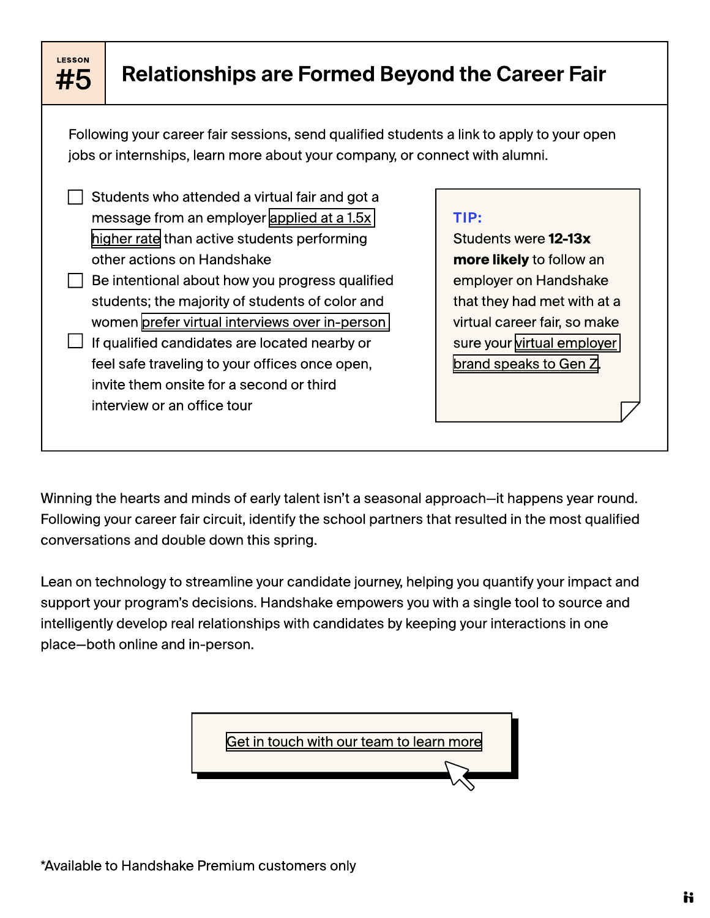LESSON

# #5 Relationships are Formed Beyond the Career Fair

Following your career fair sessions, send qualified students a link to apply to your open jobs or internships, learn more about your company, or connect with alumni.

- [ ] Students who attended a virtual fair and got a message from an employer applied at a 1.5x higher rate than active students performing other actions on Handshake
- [ ] Be intentional about how you progress qualified students; the majority of students of color and women prefer virtual interviews over in-person
- [ ] If qualified candidates are located nearby or feel safe traveling to your offices once open, invite them onsite for a second or third interview or an office tour

**TIP:**
Students were **12-13x more likely** to follow an employer on Handshake that they had met with at a virtual career fair, so make sure your virtual employer brand speaks to Gen Z.

Winning the hearts and minds of early talent isn't a seasonal approach—it happens year round. Following your career fair circuit, identify the school partners that resulted in the most qualified conversations and double down this spring.

Lean on technology to streamline your candidate journey, helping you quantify your impact and support your program's decisions. Handshake empowers you with a single tool to source and intelligently develop real relationships with candidates by keeping your interactions in one place—both online and in-person.

Get in touch with our team to learn more

*Available to Handshake Premium customers only